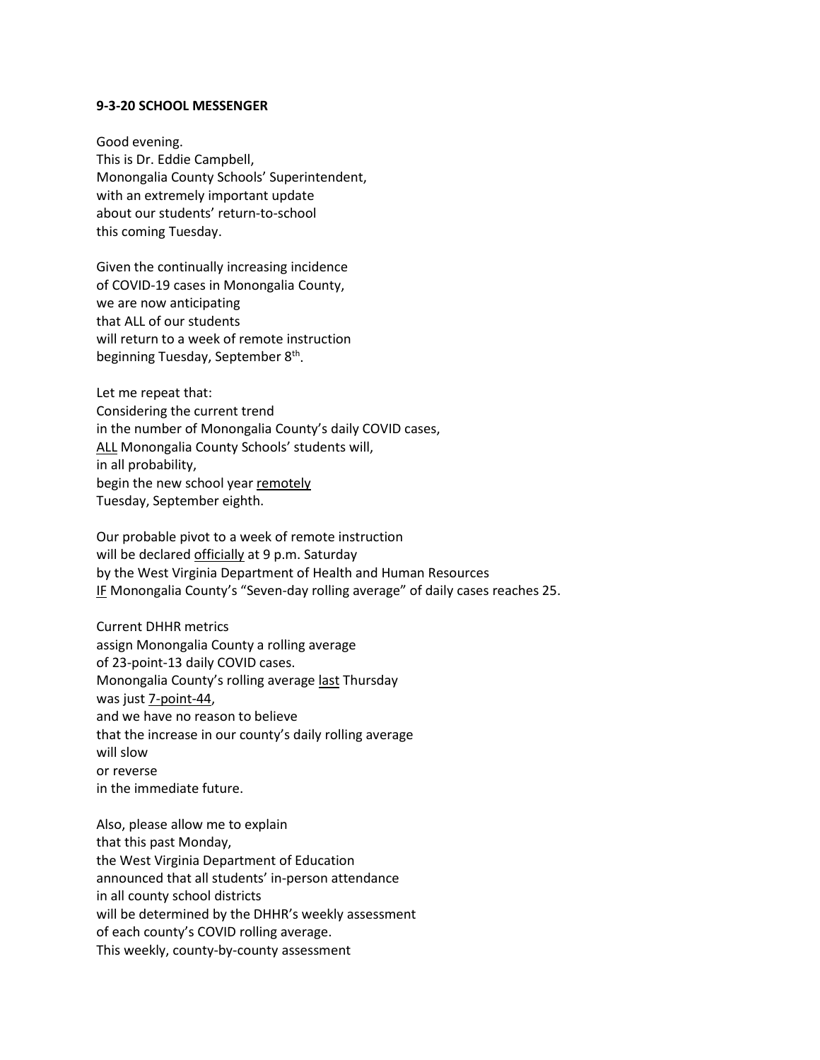**9-3-20 SCHOOL MESSENGER**

Good evening.
This is Dr. Eddie Campbell,
Monongalia County Schools' Superintendent,
with an extremely important update
about our students' return-to-school
this coming Tuesday.

Given the continually increasing incidence
of COVID-19 cases in Monongalia County,
we are now anticipating
that ALL of our students
will return to a week of remote instruction
beginning Tuesday, September 8th.

Let me repeat that:
Considering the current trend
in the number of Monongalia County's daily COVID cases,
<u>ALL</u> Monongalia County Schools' students will,
in all probability,
begin the new school year <u>remotely</u>
Tuesday, September eighth.

Our probable pivot to a week of remote instruction
will be declared <u>officially</u> at 9 p.m. Saturday
by the West Virginia Department of Health and Human Resources
<u>IF</u> Monongalia County's "Seven-day rolling average" of daily cases reaches 25.

Current DHHR metrics
assign Monongalia County a rolling average
of 23-point-13 daily COVID cases.
Monongalia County's rolling average <u>last</u> Thursday
was just <u>7-point-44</u>,
and we have no reason to believe
that the increase in our county's daily rolling average
will slow
or reverse
in the immediate future.

Also, please allow me to explain
that this past Monday,
the West Virginia Department of Education
announced that all students' in-person attendance
in all county school districts
will be determined by the DHHR's weekly assessment
of each county's COVID rolling average.
This weekly, county-by-county assessment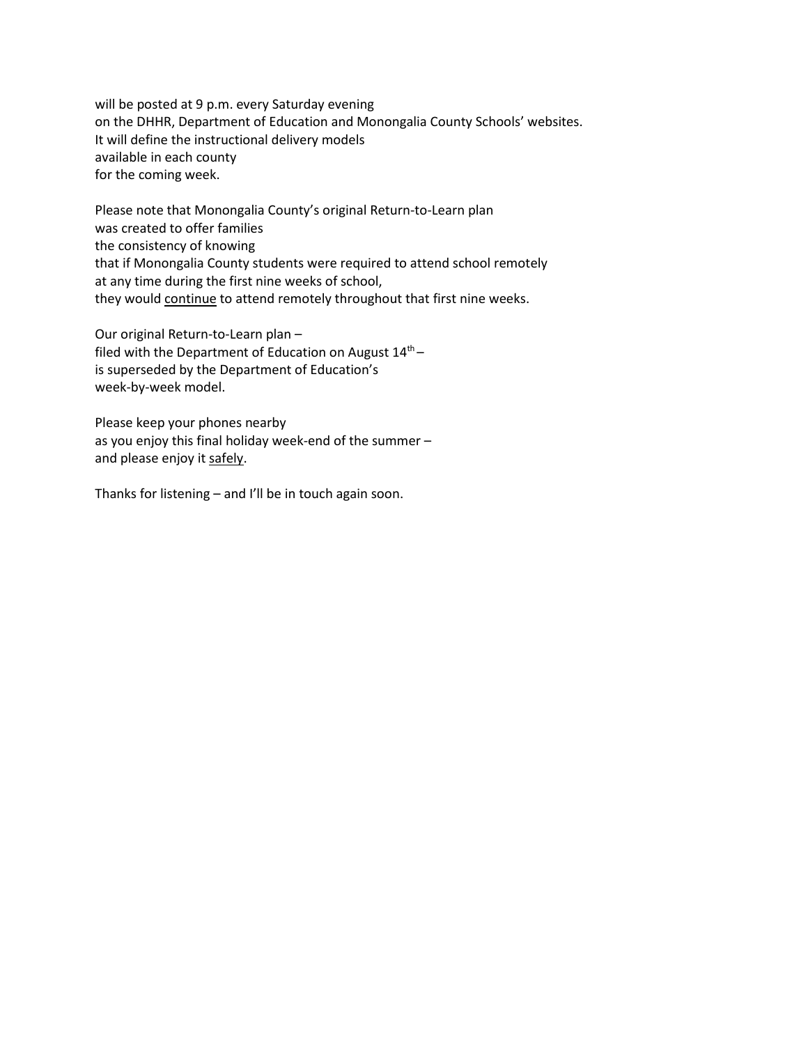will be posted at 9 p.m. every Saturday evening
on the DHHR, Department of Education and Monongalia County Schools' websites.
It will define the instructional delivery models
available in each county
for the coming week.

Please note that Monongalia County's original Return-to-Learn plan
was created to offer families
the consistency of knowing
that if Monongalia County students were required to attend school remotely
at any time during the first nine weeks of school,
they would continue to attend remotely throughout that first nine weeks.

Our original Return-to-Learn plan –
filed with the Department of Education on August 14th –
is superseded by the Department of Education's
week-by-week model.

Please keep your phones nearby
as you enjoy this final holiday week-end of the summer –
and please enjoy it safely.

Thanks for listening – and I'll be in touch again soon.